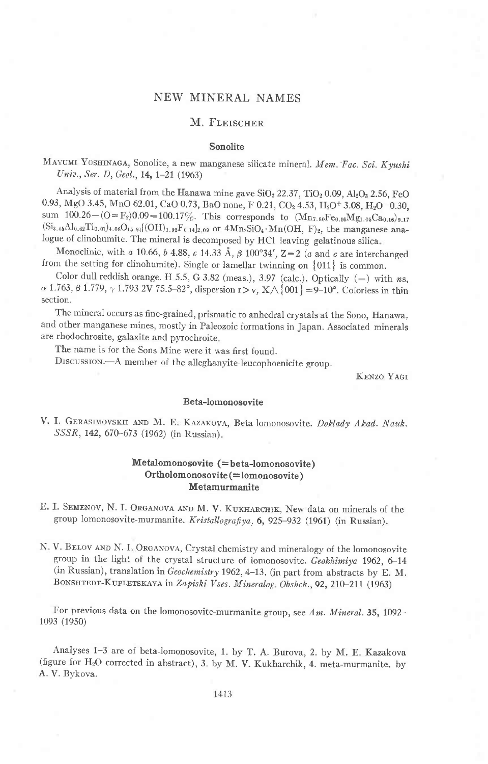# NEW MINERAL NAMES

## M. Fleischer

### Sonolite

Mayumi Yoshinaga, Sonolite, a new manganese silicate mineral. *Mem. Fac. Sci. Kyushi Univ., Ser. D, Geol.*, **14**, 1–21 (1963)

Analysis of material from the Hanawa mine gave $SiO_2$ 22.37, $TiO_2$ 0.09, $Al_2O_3$ 2.56, FeO 0.93, MgO 3.45, MnO 62.01, CaO 0.73, BaO none, F 0.21, $CO_2$ 4.53, $H_2O^+$ 3.08, $H_2O^-$ 0.30, sum 100.26−(O=$F_2$)0.09=100.17%. This corresponds to $(Mn_{7.80}Fe_{0.16}Mg_{1.05}Ca_{0.16})_{9.17}(Si_{3.45}Al_{0.62}Ti_{0.01})_{4.08}O_{15.91}[(OH)_{1.95}F_{0.14}]_{2.09}$ or $4Mn_2SiO_4 \cdot Mn(OH, F)_2$, the manganese analogue of clinohumite. The mineral is decomposed by HCl leaving gelatinous silica.

Monoclinic, with *a* 10.66, *b* 4.88, *c* 14.33 Å, β 100°34′, Z=2 (*a* and *c* are interchanged from the setting for clinohumite). Single or lamellar twinning on {011} is common.

Color dull reddish orange. H 5.5, G 3.82 (meas.), 3.97 (calc.). Optically (−) with *ns*, α 1.763, β 1.779, γ 1.793 2V 75.5–82°, dispersion r>v, X∧{001}=9–10°. Colorless in thin section.

The mineral occurs as fine-grained, prismatic to anhedral crystals at the Sono, Hanawa, and other manganese mines, mostly in Paleozoic formations in Japan. Associated minerals are rhodochrosite, galaxite and pyrochroite.

The name is for the Sons Mine were it was first found.

Discussion.—A member of the alleghanyite-leucophoenicite group.

Kenzo Yagi

### Beta-lomonosovite

V. I. Gerasimovskii and M. E. Kazakova, Beta-lomonosovite. *Doklady Akad. Nauk. SSSR*, **142**, 670–673 (1962) (in Russian).

### Metalomonosovite (=beta-lomonosovite)
### Ortholomonosovite (=lomonosovite)
### Metamurmanite

E. I. Semenov, N. I. Organova and M. V. Kukharchik, New data on minerals of the group lomonosovite-murmanite. *Kristallografiya*, **6**, 925–932 (1961) (in Russian).

N. V. Belov and N. I. Organova, Crystal chemistry and mineralogy of the lomonosovite group in the light of the crystal structure of lomonosovite. *Geokhimiya* 1962, 6–14 (in Russian), translation in *Geochemistry* 1962, 4–13. (in part from abstracts by E. M. Bonshtedt-Kupletskaya in *Zapiski Vses. Mineralog. Obshch.*, **92**, 210–211 (1963)

For previous data on the lomonosovite-murmanite group, see *Am. Mineral.* **35**, 1092–1093 (1950)

Analyses 1–3 are of beta-lomonosovite, 1. by T. A. Burova, 2. by M. E. Kazakova (figure for $H_2O$ corrected in abstract), 3. by M. V. Kukharchik, 4. meta-murmanite. by A. V. Bykova.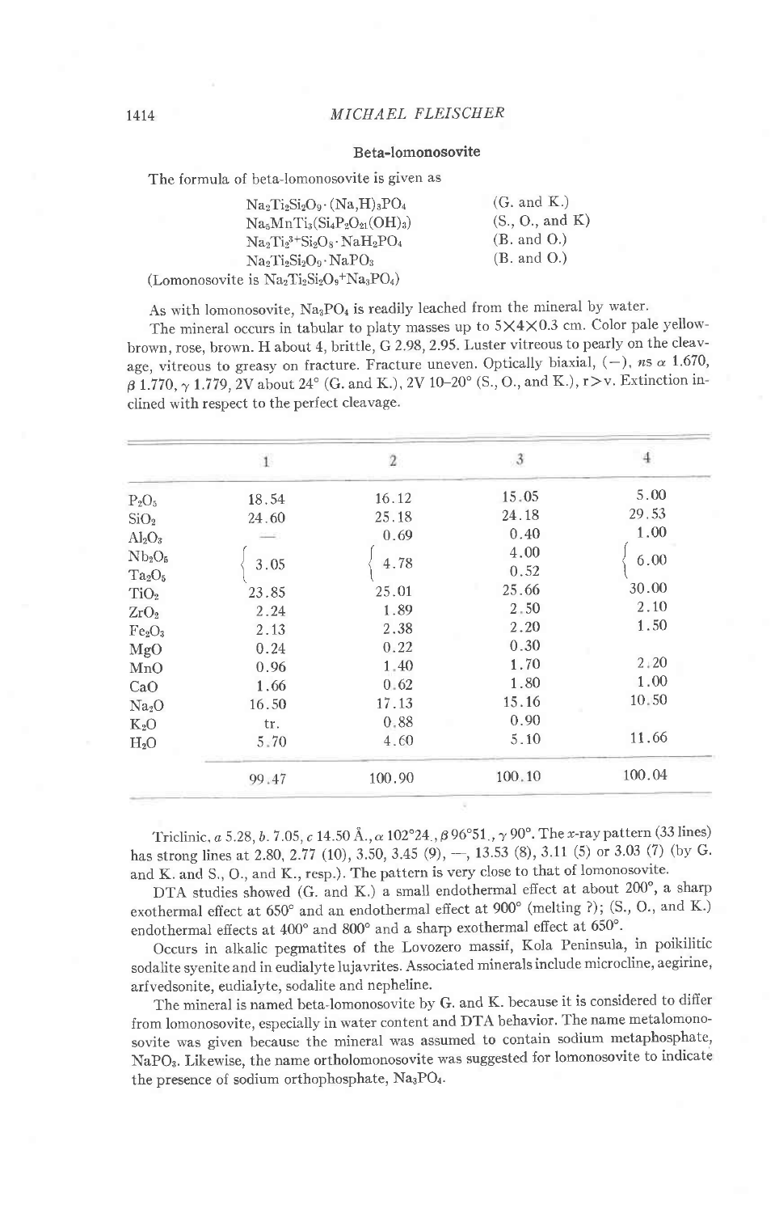### Beta-lomonosovite

The formula of beta-lomonosovite is given as

| | |
|---|---|
| $Na_2Ti_2Si_2O_9 \cdot (Na,H)_3PO_4$ | (G. and K.) |
| $Na_5MnTi_3(Si_4P_2O_{21}(OH)_3)$ | (S., O., and K) |
| $Na_2Ti_2^{3+}Si_2O_8 \cdot NaH_2PO_4$ | (B. and O.) |
| $Na_2Ti_2Si_2O_9 \cdot NaPO_3$ | (B. and O.) |

(Lomonosovite is $Na_2Ti_2Si_2O_9$+$Na_3PO_4$)

As with lomonosovite, $Na_3PO_4$ is readily leached from the mineral by water.

The mineral occurs in tabular to platy masses up to 5×4×0.3 cm. Color pale yellow-brown, rose, brown. H about 4, brittle, G 2.98, 2.95. Luster vitreous to pearly on the cleavage, vitreous to greasy on fracture. Fracture uneven. Optically biaxial, (−), ns $\alpha$ 1.670, $\beta$ 1.770, $\gamma$ 1.779, 2V about 24° (G. and K.), 2V 10–20° (S., O., and K.), r>v. Extinction inclined with respect to the perfect cleavage.

| | 1 | 2 | 3 | 4 |
|---|---|---|---|---|
| $P_2O_5$ | 18.54 | 16.12 | 15.05 | 5.00 |
| $SiO_2$ | 24.60 | 25.18 | 24.18 | 29.53 |
| $Al_2O_3$ | — | 0.69 | 0.40 | 1.00 |
| $Nb_2O_5$ | 3.05 | 4.78 | 4.00 | 6.00 |
| $Ta_2O_5$ | | | 0.52 | |
| $TiO_2$ | 23.85 | 25.01 | 25.66 | 30.00 |
| $ZrO_2$ | 2.24 | 1.89 | 2.50 | 2.10 |
| $Fe_2O_3$ | 2.13 | 2.38 | 2.20 | 1.50 |
| $MgO$ | 0.24 | 0.22 | 0.30 | |
| $MnO$ | 0.96 | 1.40 | 1.70 | 2.20 |
| $CaO$ | 1.66 | 0.62 | 1.80 | 1.00 |
| $Na_2O$ | 16.50 | 17.13 | 15.16 | 10.50 |
| $K_2O$ | tr. | 0.88 | 0.90 | |
| $H_2O$ | 5.70 | 4.60 | 5.10 | 11.66 |
| | 99.47 | 100.90 | 100.10 | 100.04 |

Triclinic, a 5.28, b. 7.05, c 14.50 Å., $\alpha$ 102°24., $\beta$ 96°51., $\gamma$ 90°. The x-ray pattern (33 lines) has strong lines at 2.80, 2.77 (10), 3.50, 3.45 (9), —, 13.53 (8), 3.11 (5) or 3.03 (7) (by G. and K. and S., O., and K., resp.). The pattern is very close to that of lomonosovite.

DTA studies showed (G. and K.) a small endothermal effect at about 200°, a sharp exothermal effect at 650° and an endothermal effect at 900° (melting ?); (S., O., and K.) endothermal effects at 400° and 800° and a sharp exothermal effect at 650°.

Occurs in alkalic pegmatites of the Lovozero massif, Kola Peninsula, in poikilitic sodalite syenite and in eudialyte lujavrites. Associated minerals include microcline, aegirine, arfvedsonite, eudialyte, sodalite and nepheline.

The mineral is named beta-lomonosovite by G. and K. because it is considered to differ from lomonosovite, especially in water content and DTA behavior. The name metalomonosovite was given because the mineral was assumed to contain sodium metaphosphate, $NaPO_3$. Likewise, the name ortholomonosovite was suggested for lomonosovite to indicate the presence of sodium orthophosphate, $Na_3PO_4$.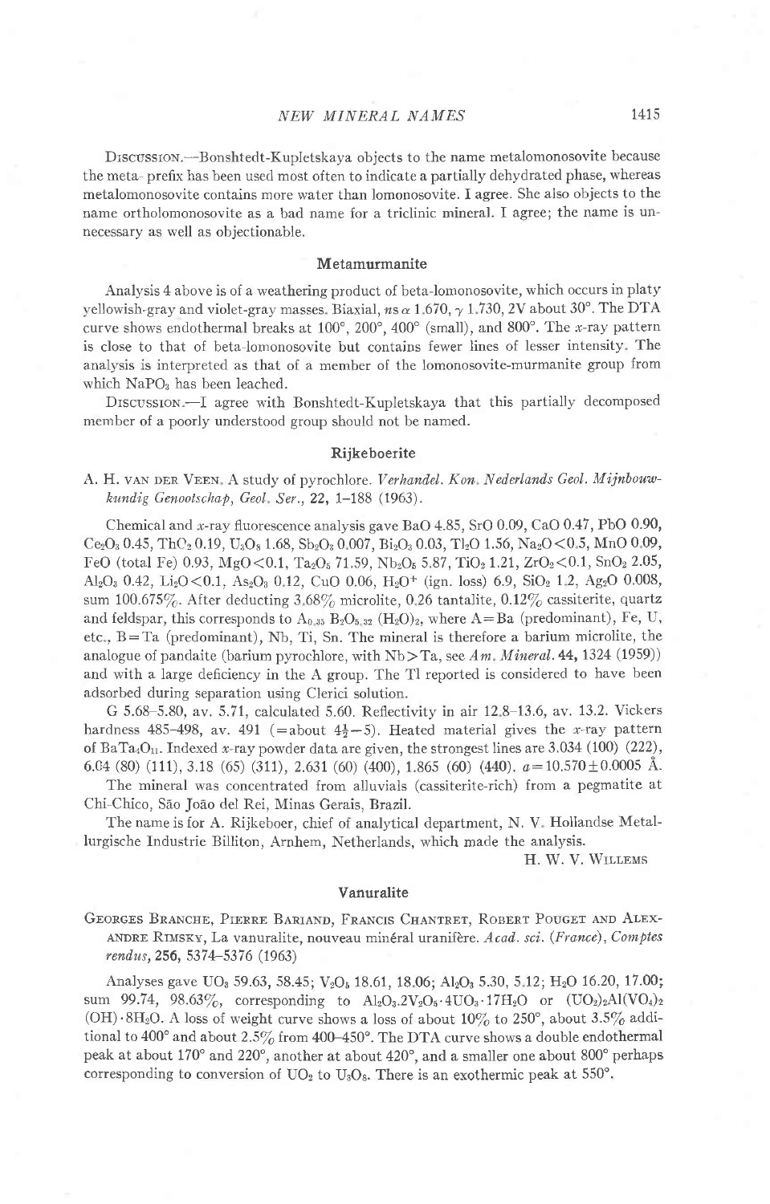DISCUSSION.—Bonshtedt-Kupletskaya objects to the name metalomonosovite because the meta- prefix has been used most often to indicate a partially dehydrated phase, whereas metalomonosovite contains more water than lomonosovite. I agree. She also objects to the name ortholomonosovite as a bad name for a triclinic mineral. I agree; the name is unnecessary as well as objectionable.

### Metamurmanite

Analysis 4 above is of a weathering product of beta-lomonosovite, which occurs in platy yellowish-gray and violet-gray masses. Biaxial, *ns* $\alpha$ 1.670, $\gamma$ 1.730, 2V about 30°. The DTA curve shows endothermal breaks at 100°, 200°, 400° (small), and 800°. The *x*-ray pattern is close to that of beta-lomonosovite but contains fewer lines of lesser intensity. The analysis is interpreted as that of a member of the lomonosovite-murmanite group from which $NaPO_3$ has been leached.

DISCUSSION.—I agree with Bonshtedt-Kupletskaya that this partially decomposed member of a poorly understood group should not be named.

### Rijkeboerite

A. H. VAN DER VEEN. A study of pyrochlore. *Verhandel. Kon. Nederlands Geol. Mijnbouwkundig Genootschap, Geol. Ser.*, **22**, 1–188 (1963).

Chemical and *x*-ray fluorescence analysis gave BaO 4.85, SrO 0.09, CaO 0.47, PbO 0.90, $Ce_2O_3$ 0.45, $ThO_2$ 0.19, $U_3O_8$ 1.68, $Sb_2O_3$ 0.007, $Bi_2O_3$ 0.03, $Tl_2O$ 1.56, $Na_2O$<0.5, MnO 0.09, FeO (total Fe) 0.93, MgO<0.1, $Ta_2O_5$ 71.59, $Nb_2O_5$ 5.87, $TiO_2$ 1.21, $ZrO_2$<0.1, $SnO_2$ 2.05, $Al_2O_3$ 0.42, $Li_2O$<0.1, $As_2O_3$ 0.12, CuO 0.06, $H_2O^+$ (ign. loss) 6.9, $SiO_2$ 1.2, $Ag_2O$ 0.008, sum 100.675%. After deducting 3.68% microlite, 0.26 tantalite, 0.12% cassiterite, quartz and feldspar, this corresponds to $A_{0.35}\,B_2O_{5.32}\,(H_2O)_2$, where A=Ba (predominant), Fe, U, etc., B=Ta (predominant), Nb, Ti, Sn. The mineral is therefore a barium microlite, the analogue of pandaite (barium pyrochlore, with Nb>Ta, see *Am. Mineral.* **44**, 1324 (1959)) and with a large deficiency in the A group. The Tl reported is considered to have been adsorbed during separation using Clerici solution.

G 5.68–5.80, av. 5.71, calculated 5.60. Reflectivity in air 12.8–13.6, av. 13.2. Vickers hardness 485–498, av. 491 (=about $4\frac{1}{2}$–5). Heated material gives the *x*-ray pattern of $BaTa_4O_{11}$. Indexed *x*-ray powder data are given, the strongest lines are 3.034 (100) (222), 6.04 (80) (111), 3.18 (65) (311), 2.631 (60) (400), 1.865 (60) (440). $a = 10.570 \pm 0.0005$ Å.

The mineral was concentrated from alluvials (cassiterite-rich) from a pegmatite at Chi-Chico, São João del Rei, Minas Gerais, Brazil.

The name is for A. Rijkeboer, chief of analytical department, N. V. Hollandse Metallurgische Industrie Billiton, Arnhem, Netherlands, which made the analysis.

H. W. V. WILLEMS

### Vanuralite

GEORGES BRANCHE, PIERRE BARIAND, FRANCIS CHANTRET, ROBERT POUGET AND ALEXANDRE RIMSKY, La vanuralite, nouveau minéral uranifère. *Acad. sci. (France), Comptes rendus*, **256**, 5374–5376 (1963)

Analyses gave $UO_3$ 59.63, 58.45; $V_2O_5$ 18.61, 18.06; $Al_2O_3$ 5.30, 5.12; $H_2O$ 16.20, 17.00; sum 99.74, 98.63%, corresponding to $Al_2O_3 \cdot 2V_2O_5 \cdot 4UO_3 \cdot 17H_2O$ or $(UO_2)_2Al(VO_4)_2(OH) \cdot 8H_2O$. A loss of weight curve shows a loss of about 10% to 250°, about 3.5% additional to 400° and about 2.5% from 400–450°. The DTA curve shows a double endothermal peak at about 170° and 220°, another at about 420°, and a smaller one about 800° perhaps corresponding to conversion of $UO_2$ to $U_3O_8$. There is an exothermic peak at 550°.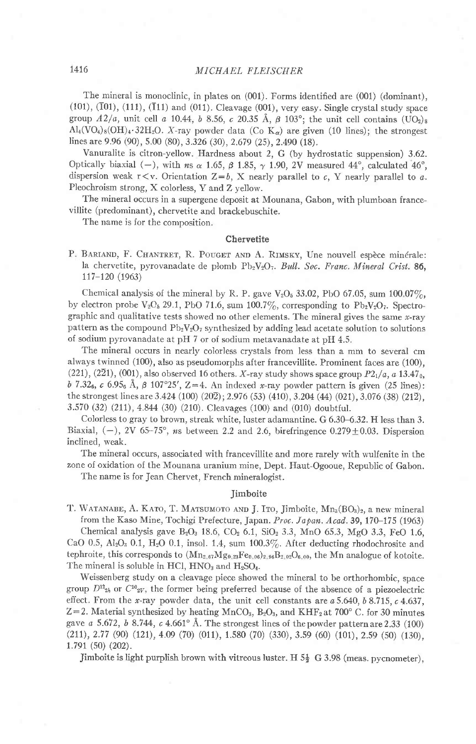The mineral is monoclinic, in plates on (001). Forms identified are (001) (dominant), ($\bar{1}$01), ($\bar{1}$01), (111), ($\bar{1}$11) and (011). Cleavage (001), very easy. Single crystal study space group $A2/a$, unit cell $a$ 10.44, $b$ 8.56, $c$ 20.35 Å, $\beta$ 103°; the unit cell contains $(UO_2)_8Al_4(VO_4)_8(OH)_4 \cdot 32H_2O$. $X$-ray powder data (Co $K_\alpha$) are given (10 lines); the strongest lines are 9.96 (90), 5.00 (80), 3.326 (30), 2.679 (25), 2.490 (18).

Vanuralite is citron-yellow. Hardness about 2, G (by hydrostatic suppension) 3.62. Optically biaxial (−), with *ns* $\alpha$ 1.65, $\beta$ 1.85, $\gamma$ 1.90, 2V measured 44°, calculated 46°, dispersion weak r<v. Orientation Z=$b$, X nearly parallel to $c$, Y nearly parallel to $a$. Pleochroism strong, X colorless, Y and Z yellow.

The mineral occurs in a supergene deposit at Mounana, Gabon, with plumboan francevillite (predominant), chervetite and brackebuschite.

The name is for the composition.

## Chervetite

P. Bariand, F. Chantret, R. Pouget and A. Rimsky, Une nouvell espèce minérale: la chervetite, pyrovanadate de plomb $Pb_2V_2O_7$. *Bull. Soc. Franc. Mineral Crist.* **86**, 117–120 (1963)

Chemical analysis of the mineral by R. P. gave $V_2O_5$ 33.02, PbO 67.05, sum 100.07%, by electron probe $V_2O_5$ 29.1, PbO 71.6, sum 100.7%, corresponding to $Pb_2V_2O_7$. Spectrographic and qualitative tests showed no other elements. The mineral gives the same $x$-ray pattern as the compound $Pb_2V_2O_7$ synthesized by adding lead acetate solution to solutions of sodium pyrovanadate at pH 7 or of sodium metavanadate at pH 4.5.

The mineral occurs in nearly colorless crystals from less than a mm to several cm always twinned (100), also as pseudomorphs after francevillite. Prominent faces are (100), (221), (2$\bar{2}$1), (001), also observed 16 others. $X$-ray study shows space group $P2_1/a$, $a$ $13.47_0$, $b$ $7.32_6$, $c$ $6.95_6$ Å, $\beta$ 107°25′, Z=4. An indexed $x$-ray powder pattern is given (25 lines): the strongest lines are 3.424 (100) (20$\bar{2}$); 2.976 (53) (410), 3.204 (44) (021), 3.076 (38) (21$\bar{2}$), 3.570 (32) (211), 4.844 (30) (210). Cleavages (100) and (010) doubtful.

Colorless to gray to brown, streak white, luster adamantine. G 6.30–6.32. H less than 3. Biaxial, (−), 2V 65–75°, *ns* between 2.2 and 2.6, birefringence 0.279±0.03. Dispersion inclined, weak.

The mineral occurs, associated with francevillite and more rarely with wulfenite in the zone of oxidation of the Mounana uranium mine, Dept. Haut-Ogooue, Republic of Gabon.

The name is for Jean Chervet, French mineralogist.

## Jimboite

T. Watanabe, A. Kato, T. Matsumoto and J. Ito, Jimboite, $Mn_3(BO_3)_2$, a new mineral from the Kaso Mine, Tochigi Prefecture, Japan. *Proc. Japan. Acad.* **39**, 170–175 (1963)

Chemical analysis gave $B_2O_3$ 18.6, $CO_2$ 6.1, $SiO_2$ 3.3, MnO 65.3, MgO 3.3, FeO 1.6, CaO 0.5, $Al_2O_3$ 0.1, $H_2O$ 0.1, insol. 1.4, sum 100.3%. After deducting rhodochrosite and tephroite, this corresponds to $(Mn_{2.67}Mg_{0.23}Fe_{0.06})_{2.96}B_{2.02}O_{6.00}$, the Mn analogue of kotoite. The mineral is soluble in HCl, $HNO_3$ and $H_2SO_4$.

Weissenberg study on a cleavage piece showed the mineral to be orthorhombic, space group $D^{12}_{2h}$ or $C^{10}_{2V}$, the former being preferred because of the absence of a piezoelectric effect. From the $x$-ray powder data, the unit cell constants are $a$ 5.640, $b$ 8.715, $c$ 4.637, Z=2. Material synthesized by heating $MnCO_3$, $B_2O_3$, and $KHF_2$ at 700° C. for 30 minutes gave $a$ 5.672, $b$ 8.744, $c$ 4.661° Å. The strongest lines of the powder pattern are 2.33 (100) (211), 2.77 (90) (121), 4.09 (70) (011), 1.580 (70) (330), 3.59 (60) (101), 2.59 (50) (130), 1.791 (50) (202).

Jimboite is light purplish brown with vitreous luster. H $5\frac{1}{2}$ G 3.98 (meas. pycnometer),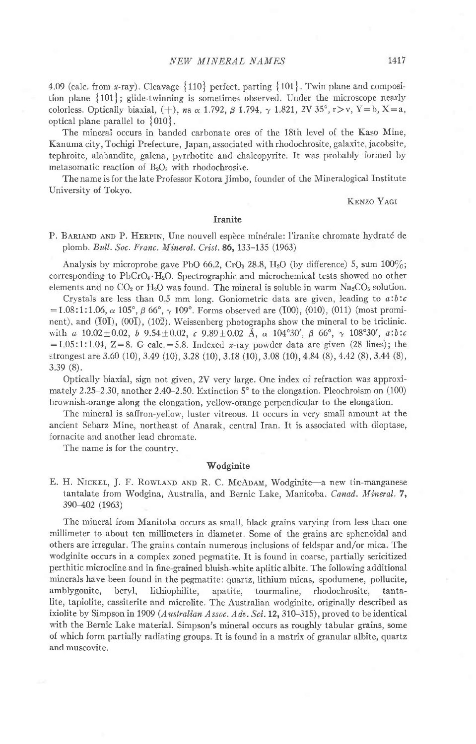4.09 (calc. from $x$-ray). Cleavage {110} perfect, parting {101}. Twin plane and composition plane {101}; glide-twinning is sometimes observed. Under the microscope nearly colorless. Optically biaxial, (+), $ns$ $\alpha$ 1.792, $\beta$ 1.794, $\gamma$ 1.821, 2V 35°, r>v, Y=b, X=a, optical plane parallel to {010}.

The mineral occurs in banded carbonate ores of the 18th level of the Kaso Mine, Kanuma city, Tochigi Prefecture, Japan, associated with rhodochrosite, galaxite, jacobsite, tephroite, alabandite, galena, pyrrhotite and chalcopyrite. It was probably formed by metasomatic reaction of $B_2O_3$ with rhodochrosite.

The name is for the late Professor Kotora Jimbo, founder of the Mineralogical Institute University of Tokyo.

KENZO YAGI

## Iranite

P. BARIAND AND P. HERPIN, Une nouvell espèce minérale: l'iranite chromate hydraté de plomb. *Bull. Soc. Franc. Minéral. Crist.* **86**, 133–135 (1963)

Analysis by microprobe gave PbO 66.2, $CrO_3$ 28.8, $H_2O$ (by difference) 5, sum 100%; corresponding to $PbCrO_4 \cdot H_2O$. Spectrographic and microchemical tests showed no other elements and no $CO_2$ or $H_2O$ was found. The mineral is soluble in warm $Na_2CO_3$ solution.

Crystals are less than 0.5 mm long. Goniometric data are given, leading to $a:b:c$ = 1.08:1:1.06, $\alpha$ 105°, $\beta$ 66°, $\gamma$ 109°. Forms observed are ($\bar{1}$00), (010), (011) (most prominent), and ($\bar{1}$0$\bar{1}$), (00$\bar{1}$), (102). Weissenberg photographs show the mineral to be triclinic, with $a$ 10.02±0.02, $b$ 9.54±0.02, $c$ 9.89±0.02 Å, $\alpha$ 104°30′, $\beta$ 66°, $\gamma$ 108°30′, $a:b:c$ = 1.05:1:1.04, Z=8. G calc.=5.8. Indexed $x$-ray powder data are given (28 lines); the strongest are 3.60 (10), 3.49 (10), 3.28 (10), 3.18 (10), 3.08 (10), 4.84 (8), 4.42 (8), 3.44 (8), 3.39 (8).

Optically biaxial, sign not given, 2V very large. One index of refraction was approximately 2.25–2.30, another 2.40–2.50. Extinction 5° to the elongation. Pleochroism on (100) brownish-orange along the elongation, yellow-orange perpendicular to the elongation.

The mineral is saffron-yellow, luster vitreous. It occurs in very small amount at the ancient Sebarz Mine, northeast of Anarak, central Iran. It is associated with dioptase, fornacite and another lead chromate.

The name is for the country.

## Wodginite

E. H. NICKEL, J. F. ROWLAND AND R. C. MCADAM, Wodginite—a new tin-manganese tantalate from Wodgina, Australia, and Bernic Lake, Manitoba. *Canad. Mineral.* **7**, 390–402 (1963)

The mineral from Manitoba occurs as small, black grains varying from less than one millimeter to about ten millimeters in diameter. Some of the grains are sphenoidal and others are irregular. The grains contain numerous inclusions of feldspar and/or mica. The wodginite occurs in a complex zoned pegmatite. It is found in coarse, partially sericitized perthitic microcline and in fine-grained bluish-white aplitic albite. The following additional minerals have been found in the pegmatite: quartz, lithium micas, spodumene, pollucite, amblygonite, beryl, lithiophilite, apatite, tourmaline, rhodochrosite, tantalite, tapiolite, cassiterite and microlite. The Australian wodginite, originally described as ixiolite by Simpson in 1909 (*Australian Assoc. Adv. Sci.* **12**, 310–315), proved to be identical with the Bernic Lake material. Simpson's mineral occurs as roughly tabular grains, some of which form partially radiating groups. It is found in a matrix of granular albite, quartz and muscovite.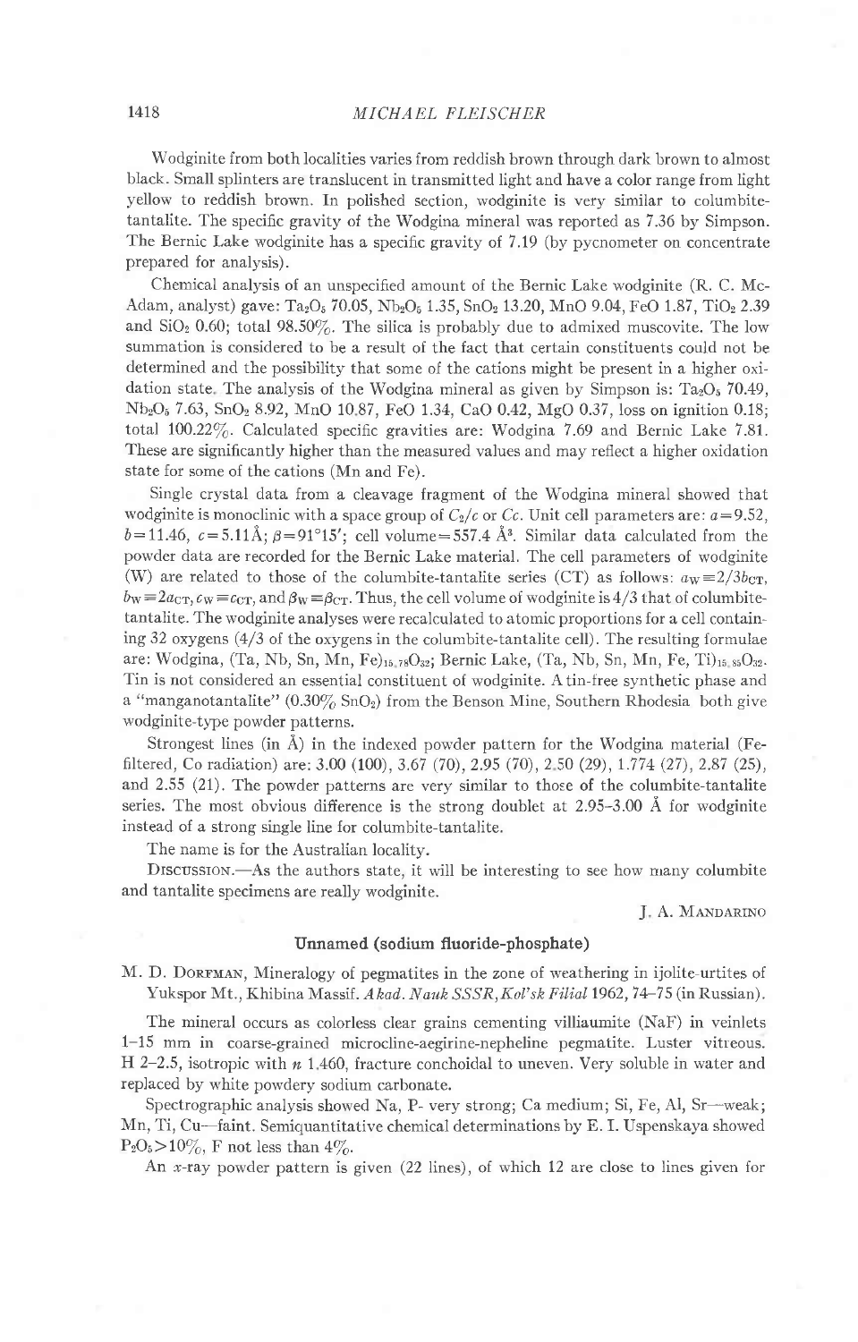Wodginite from both localities varies from reddish brown through dark brown to almost black. Small splinters are translucent in transmitted light and have a color range from light yellow to reddish brown. In polished section, wodginite is very similar to columbite-tantalite. The specific gravity of the Wodgina mineral was reported as 7.36 by Simpson. The Bernic Lake wodginite has a specific gravity of 7.19 (by pycnometer on concentrate prepared for analysis).

Chemical analysis of an unspecified amount of the Bernic Lake wodginite (R. C. McAdam, analyst) gave: $Ta_2O_5$ 70.05, $Nb_2O_5$ 1.35, $SnO_2$ 13.20, MnO 9.04, FeO 1.87, $TiO_2$ 2.39 and $SiO_2$ 0.60; total 98.50%. The silica is probably due to admixed muscovite. The low summation is considered to be a result of the fact that certain constituents could not be determined and the possibility that some of the cations might be present in a higher oxidation state. The analysis of the Wodgina mineral as given by Simpson is: $Ta_2O_5$ 70.49, $Nb_2O_5$ 7.63, $SnO_2$ 8.92, MnO 10.87, FeO 1.34, CaO 0.42, MgO 0.37, loss on ignition 0.18; total 100.22%. Calculated specific gravities are: Wodgina 7.69 and Bernic Lake 7.81. These are significantly higher than the measured values and may reflect a higher oxidation state for some of the cations (Mn and Fe).

Single crystal data from a cleavage fragment of the Wodgina mineral showed that wodginite is monoclinic with a space group of $C_2/c$ or $Cc$. Unit cell parameters are: $a=9.52$, $b=11.46$, $c=5.11$ Å; $\beta=91°15'$; cell volume $=557.4$ Å$^3$. Similar data calculated from the powder data are recorded for the Bernic Lake material. The cell parameters of wodginite (W) are related to those of the columbite-tantalite series (CT) as follows: $a_W \equiv 2/3b_{CT}$, $b_W \equiv 2a_{CT}$, $c_W \equiv c_{CT}$, and $\beta_W \equiv \beta_{CT}$. Thus, the cell volume of wodginite is 4/3 that of columbite-tantalite. The wodginite analyses were recalculated to atomic proportions for a cell containing 32 oxygens (4/3 of the oxygens in the columbite-tantalite cell). The resulting formulae are: Wodgina, $(Ta, Nb, Sn, Mn, Fe)_{15.78}O_{32}$; Bernic Lake, $(Ta, Nb, Sn, Mn, Fe, Ti)_{15.85}O_{32}$. Tin is not considered an essential constituent of wodginite. A tin-free synthetic phase and a "manganotantalite" (0.30% $SnO_2$) from the Benson Mine, Southern Rhodesia both give wodginite-type powder patterns.

Strongest lines (in Å) in the indexed powder pattern for the Wodgina material (Fe-filtered, Co radiation) are: 3.00 (100), 3.67 (70), 2.95 (70), 2.50 (29), 1.774 (27), 2.87 (25), and 2.55 (21). The powder patterns are very similar to those of the columbite-tantalite series. The most obvious difference is the strong doublet at 2.95–3.00 Å for wodginite instead of a strong single line for columbite-tantalite.

The name is for the Australian locality.

Discussion.—As the authors state, it will be interesting to see how many columbite and tantalite specimens are really wodginite.

J. A. Mandarino

### Unnamed (sodium fluoride-phosphate)

M. D. Dorfman, Mineralogy of pegmatites in the zone of weathering in ijolite-urtites of Yukspor Mt., Khibina Massif. *Akad. Nauk SSSR, Kol'sk Filial* 1962, 74–75 (in Russian).

The mineral occurs as colorless clear grains cementing villiaumite (NaF) in veinlets 1–15 mm in coarse-grained microcline-aegirine-nepheline pegmatite. Luster vitreous. H 2–2.5, isotropic with $n$ 1.460, fracture conchoidal to uneven. Very soluble in water and replaced by white powdery sodium carbonate.

Spectrographic analysis showed Na, P- very strong; Ca medium; Si, Fe, Al, Sr—weak; Mn, Ti, Cu—faint. Semiquantitative chemical determinations by E. I. Uspenskaya showed $P_2O_5 > 10\%$, F not less than 4%.

An $x$-ray powder pattern is given (22 lines), of which 12 are close to lines given for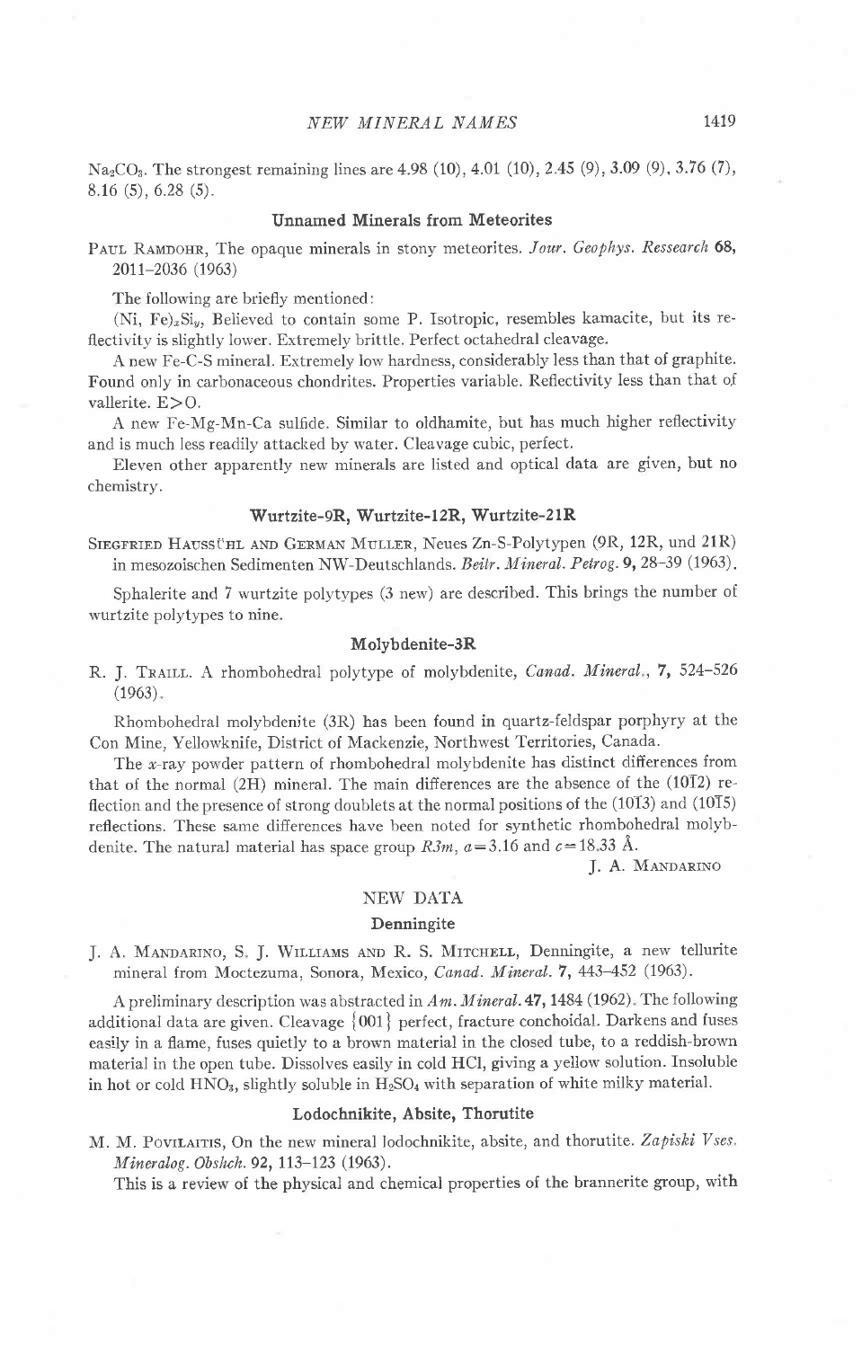$Na_2CO_3$. The strongest remaining lines are 4.98 (10), 4.01 (10), 2.45 (9), 3.09 (9), 3.76 (7), 8.16 (5), 6.28 (5).

### Unnamed Minerals from Meteorites

PAUL RAMDOHR, The opaque minerals in stony meteorites. *Jour. Geophys. Ressearch* **68**, 2011–2036 (1963)

The following are briefly mentioned:

$(Ni, Fe)_xSi_y$, Believed to contain some P. Isotropic, resembles kamacite, but its reflectivity is slightly lower. Extremely brittle. Perfect octahedral cleavage.

A new Fe-C-S mineral. Extremely low hardness, considerably less than that of graphite. Found only in carbonaceous chondrites. Properties variable. Reflectivity less than that of vallerite. E>O.

A new Fe-Mg-Mn-Ca sulfide. Similar to oldhamite, but has much higher reflectivity and is much less readily attacked by water. Cleavage cubic, perfect.

Eleven other apparently new minerals are listed and optical data are given, but no chemistry.

### Wurtzite-9R, Wurtzite-12R, Wurtzite-21R

SIEGFRIED HAUSSÜHL AND GERMAN MÜLLER, Neues Zn-S-Polytypen (9R, 12R, und 21R) in mesozoischen Sedimenten NW-Deutschlands. *Beitr. Mineral. Petrog.* **9**, 28–39 (1963).

Sphalerite and 7 wurtzite polytypes (3 new) are described. This brings the number of wurtzite polytypes to nine.

### Molybdenite-3R

R. J. TRAILL. A rhombohedral polytype of molybdenite, *Canad. Mineral.*, **7**, 524–526 (1963).

Rhombohedral molybdenite (3R) has been found in quartz-feldspar porphyry at the Con Mine, Yellowknife, District of Mackenzie, Northwest Territories, Canada.

The *x*-ray powder pattern of rhombohedral molybdenite has distinct differences from that of the normal (2H) mineral. The main differences are the absence of the $(10\bar{1}2)$ reflection and the presence of strong doublets at the normal positions of the $(10\bar{1}3)$ and $(10\bar{1}5)$ reflections. These same differences have been noted for synthetic rhombohedral molybdenite. The natural material has space group $R3m$, $a=3.16$ and $c=18.33$ Å.

J. A. MANDARINO

## NEW DATA

### Denningite

J. A. MANDARINO, S. J. WILLIAMS AND R. S. MITCHELL, Denningite, a new tellurite mineral from Moctezuma, Sonora, Mexico, *Canad. Mineral.* **7**, 443–452 (1963).

A preliminary description was abstracted in *Am. Mineral.* **47**, 1484 (1962). The following additional data are given. Cleavage {001} perfect, fracture conchoidal. Darkens and fuses easily in a flame, fuses quietly to a brown material in the closed tube, to a reddish-brown material in the open tube. Dissolves easily in cold HCl, giving a yellow solution. Insoluble in hot or cold $HNO_3$, slightly soluble in $H_2SO_4$ with separation of white milky material.

### Lodochnikite, Absite, Thorutite

M. M. POVILAITIS, On the new mineral lodochnikite, absite, and thorutite. *Zapiski Vses. Mineralog. Obshch.* **92**, 113–123 (1963).

This is a review of the physical and chemical properties of the brannerite group, with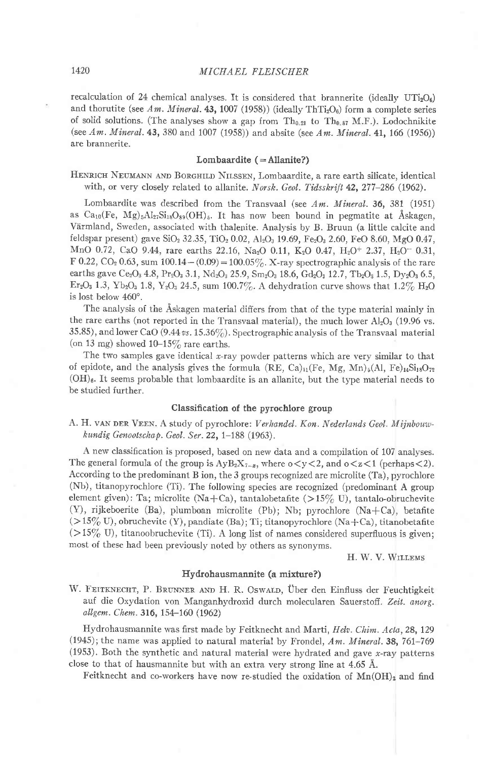recalculation of 24 chemical analyses. It is considered that brannerite (ideally $UTi_2O_6$) and thorutite (see *Am. Mineral.* **43,** 1007 (1958)) (ideally $ThTi_2O_6$) form a complete series of solid solutions. (The analyses show a gap from $Th_{0.21}$ to $Th_{0.87}$ M.F.). Lodochnikite (see *Am. Mineral.* **43,** 380 and 1007 (1958)) and absite (see *Am. Mineral.* **41,** 166 (1956)) are brannerite.

### Lombaardite (=Allanite?)

Henrich Neumann and Borghild Nilssen, Lombaardite, a rare earth silicate, identical with, or very closely related to allanite. *Norsk. Geol. Tidsskrift* **42,** 277–286 (1962).

Lombaardite was described from the Transvaal (see *Am. Mineral.* **36,** 381 (1951) as $Ca_{10}(Fe, Mg)_5Al_{27}Si_{18}O_{89}(OH)_5$. It has now been bound in pegmatite at Åskagen, Värmland, Sweden, associated with thalenite. Analysis by B. Bruun (a little calcite and feldspar present) gave $SiO_2$ 32.35, $TiO_2$ 0.02, $Al_2O_3$ 19.69, $Fe_2O_3$ 2.60, FeO 8.60, MgO 0.47, MnO 0.72, CaO 9.44, rare earths 22.16, $Na_2O$ 0.11, $K_2O$ 0.47, $H_2O^+$ 2.37, $H_2O^-$ 0.31, F 0.22, $CO_2$ 0.63, sum 100.14−(0.09)=100.05%. X-ray spectrographic analysis of the rare earths gave $Ce_2O_3$ 4.8, $Pr_2O_3$ 3.1, $Nd_2O_3$ 25.9, $Sm_2O_3$ 18.6, $Gd_2O_3$ 12.7, $Tb_2O_3$ 1.5, $Dy_2O_3$ 6.5, $Er_2O_3$ 1.3, $Yb_2O_3$ 1.8, $Y_2O_3$ 24.5, sum 100.7%. A dehydration curve shows that 1.2% $H_2O$ is lost below 460°.

The analysis of the Åskagen material differs from that of the type material mainly in the rare earths (not reported in the Transvaal material), the much lower $Al_2O_3$ (19.96 vs. 35.85), and lower CaO (9.44 *vs.* 15.36%). Spectrographic analysis of the Transvaal material (on 13 mg) showed 10–15% rare earths.

The two samples gave identical *x*-ray powder patterns which are very similar to that of epidote, and the analysis gives the formula $(RE, Ca)_{11}(Fe, Mg, Mn)_6(Al, Fe)_{14}Si_{18}O_{72}(OH)_6$. It seems probable that lombaardite is an allanite, but the type material needs to be studied further.

### Classification of the pyrochlore group

A. H. van der Veen. A study of pyrochlore: *Verhandel. Kon. Nederlands Geol. Mijnbouwkundig Genootschap. Geol. Ser.* **22,** 1–188 (1963).

A new classification is proposed, based on new data and a compilation of 107 analyses. The general formula of the group is $A_yB_2X_{7-z}$, where $0<y<2$, and $0<z<1$ (perhaps <2). According to the predominant B ion, the 3 groups recognized are microlite (Ta), pyrochlore (Nb), titanopyrochlore (Ti). The following species are recognized (predominant A group element given): Ta; microlite (Na+Ca), tantalobetafite (>15% U), tantalo-obruchevite (Y), rijkeboerite (Ba), plumboan microlite (Pb); Nb; pyrochlore (Na+Ca), betafite (>15% U), obruchevite (Y), pandiate (Ba); Ti; titanopyrochlore (Na+Ca), titanobetafite (>15% U), titanoobruchevite (Ti). A long list of names considered superfluous is given; most of these had been previously noted by others as synonyms.

H. W. V. Willems

### Hydrohausmannite (a mixture?)

W. Feitknecht, P. Brunner and H. R. Oswald, Über den Einfluss der Feuchtigkeit auf die Oxydation von Manganhydroxid durch molecularen Sauerstoff. *Zeit. anorg. allgem. Chem.* **316,** 154–160 (1962)

Hydrohausmannite was first made by Feitknecht and Marti, *Helv. Chim. Acta,* **28,** 129 (1945); the name was applied to natural material by Frondel, *Am. Mineral.* **38,** 761–769 (1953). Both the synthetic and natural material were hydrated and gave *x*-ray patterns close to that of hausmannite but with an extra very strong line at 4.65 Å.

Feitknecht and co-workers have now re-studied the oxidation of $Mn(OH)_2$ and find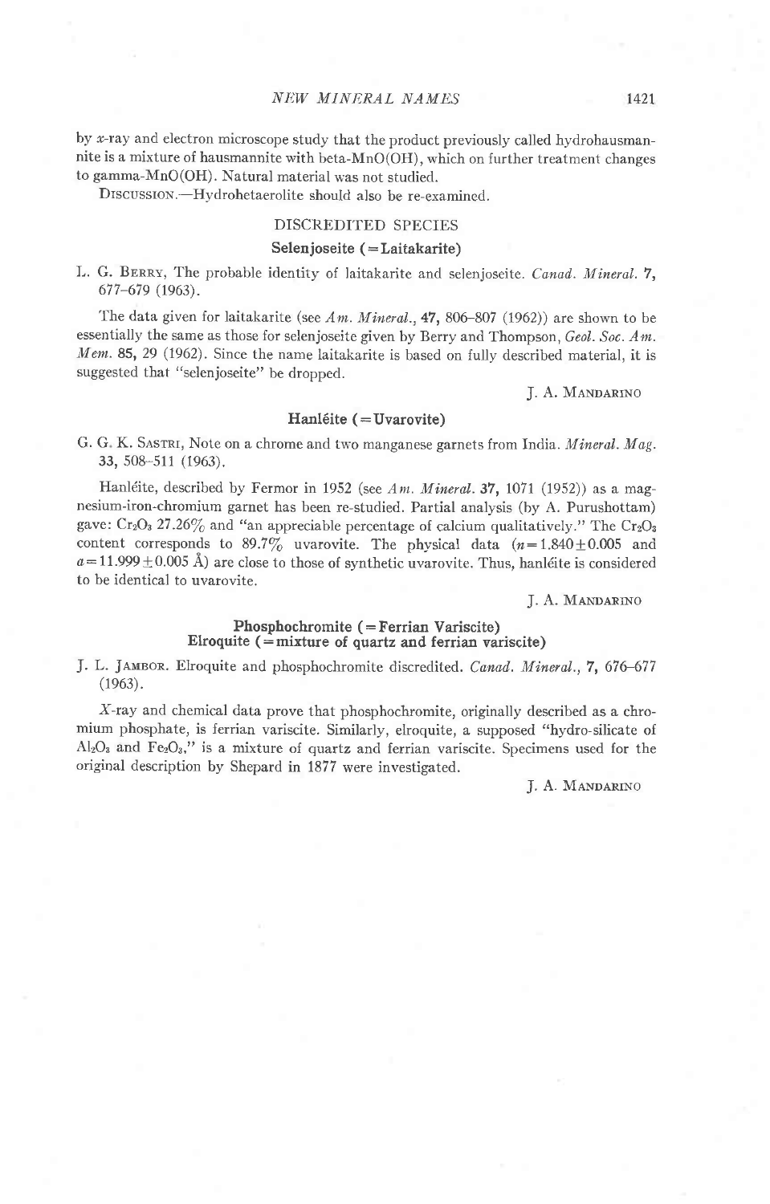by *x*-ray and electron microscope study that the product previously called hydrohausmannite is a mixture of hausmannite with beta-$MnO(OH)$, which on further treatment changes to gamma-$MnO(OH)$. Natural material was not studied.

DISCUSSION.—Hydrohetaerolite should also be re-examined.

## DISCREDITED SPECIES

### Selenjoseite (=Laitakarite)

L. G. BERRY, The probable identity of laitakarite and selenjoseite. *Canad. Mineral.* **7**, 677–679 (1963).

The data given for laitakarite (see *Am. Mineral.*, **47**, 806–807 (1962)) are shown to be essentially the same as those for selenjoseite given by Berry and Thompson, *Geol. Soc. Am. Mem.* **85**, 29 (1962). Since the name laitakarite is based on fully described material, it is suggested that "selenjoseite" be dropped.

J. A. MANDARINO

### Hanléite (=Uvarovite)

G. G. K. SASTRI, Note on a chrome and two manganese garnets from India. *Mineral. Mag.* **33**, 508–511 (1963).

Hanléite, described by Fermor in 1952 (see *Am. Mineral.* **37**, 1071 (1952)) as a magnesium-iron-chromium garnet has been re-studied. Partial analysis (by A. Purushottam) gave: $Cr_2O_3$ 27.26% and "an appreciable percentage of calcium qualitatively." The $Cr_2O_3$ content corresponds to 89.7% uvarovite. The physical data ($n=1.840 \pm 0.005$ and $a=11.999 \pm 0.005$ Å) are close to those of synthetic uvarovite. Thus, hanléite is considered to be identical to uvarovite.

J. A. MANDARINO

### Phosphochromite (=Ferrian Variscite)
### Elroquite (=mixture of quartz and ferrian variscite)

J. L. JAMBOR. Elroquite and phosphochromite discredited. *Canad. Mineral.*, **7**, 676–677 (1963).

*X*-ray and chemical data prove that phosphochromite, originally described as a chromium phosphate, is ferrian variscite. Similarly, elroquite, a supposed "hydro-silicate of $Al_2O_3$ and $Fe_2O_3$," is a mixture of quartz and ferrian variscite. Specimens used for the original description by Shepard in 1877 were investigated.

J. A. MANDARINO